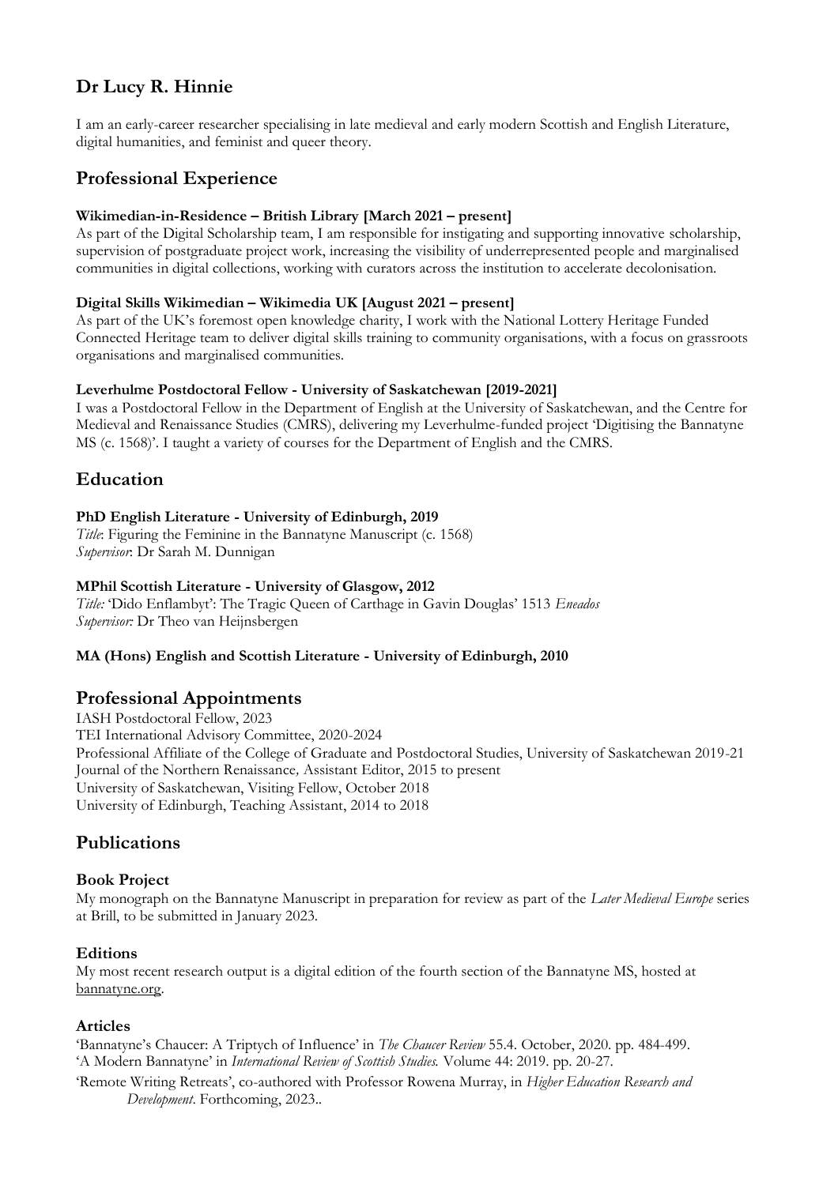# Dr Lucy R. Hinnie

I am an early-career researcher specialising in late medieval and early modern Scottish and English Literature, digital humanities, and feminist and queer theory.

## Professional Experience

**Wikimedian-in-Residence – British Library [March 2021 – present]**
As part of the Digital Scholarship team, I am responsible for instigating and supporting innovative scholarship, supervision of postgraduate project work, increasing the visibility of underrepresented people and marginalised communities in digital collections, working with curators across the institution to accelerate decolonisation.

**Digital Skills Wikimedian – Wikimedia UK [August 2021 – present]**
As part of the UK's foremost open knowledge charity, I work with the National Lottery Heritage Funded Connected Heritage team to deliver digital skills training to community organisations, with a focus on grassroots organisations and marginalised communities.

**Leverhulme Postdoctoral Fellow - University of Saskatchewan [2019-2021]**
I was a Postdoctoral Fellow in the Department of English at the University of Saskatchewan, and the Centre for Medieval and Renaissance Studies (CMRS), delivering my Leverhulme-funded project 'Digitising the Bannatyne MS (c. 1568)'. I taught a variety of courses for the Department of English and the CMRS.

## Education

**PhD English Literature - University of Edinburgh, 2019**
*Title*: Figuring the Feminine in the Bannatyne Manuscript (c. 1568)
*Supervisor*: Dr Sarah M. Dunnigan

**MPhil Scottish Literature - University of Glasgow, 2012**
*Title:* 'Dido Enflambyt': The Tragic Queen of Carthage in Gavin Douglas' 1513 *Eneados*
*Supervisor:* Dr Theo van Heijnsbergen

**MA (Hons) English and Scottish Literature - University of Edinburgh, 2010**

## Professional Appointments

IASH Postdoctoral Fellow, 2023
TEI International Advisory Committee, 2020-2024
Professional Affiliate of the College of Graduate and Postdoctoral Studies, University of Saskatchewan 2019-21
Journal of the Northern Renaissance*,* Assistant Editor, 2015 to present
University of Saskatchewan, Visiting Fellow, October 2018
University of Edinburgh, Teaching Assistant, 2014 to 2018

## Publications

### Book Project

My monograph on the Bannatyne Manuscript in preparation for review as part of the *Later Medieval Europe* series at Brill, to be submitted in January 2023.

### Editions

My most recent research output is a digital edition of the fourth section of the Bannatyne MS, hosted at bannatyne.org.

### Articles

'Bannatyne's Chaucer: A Triptych of Influence' in *The Chaucer Review* 55.4. October, 2020. pp. 484-499.
'A Modern Bannatyne' in *International Review of Scottish Studies.* Volume 44: 2019. pp. 20-27.
'Remote Writing Retreats', co-authored with Professor Rowena Murray, in *Higher Education Research and Development*. Forthcoming, 2023..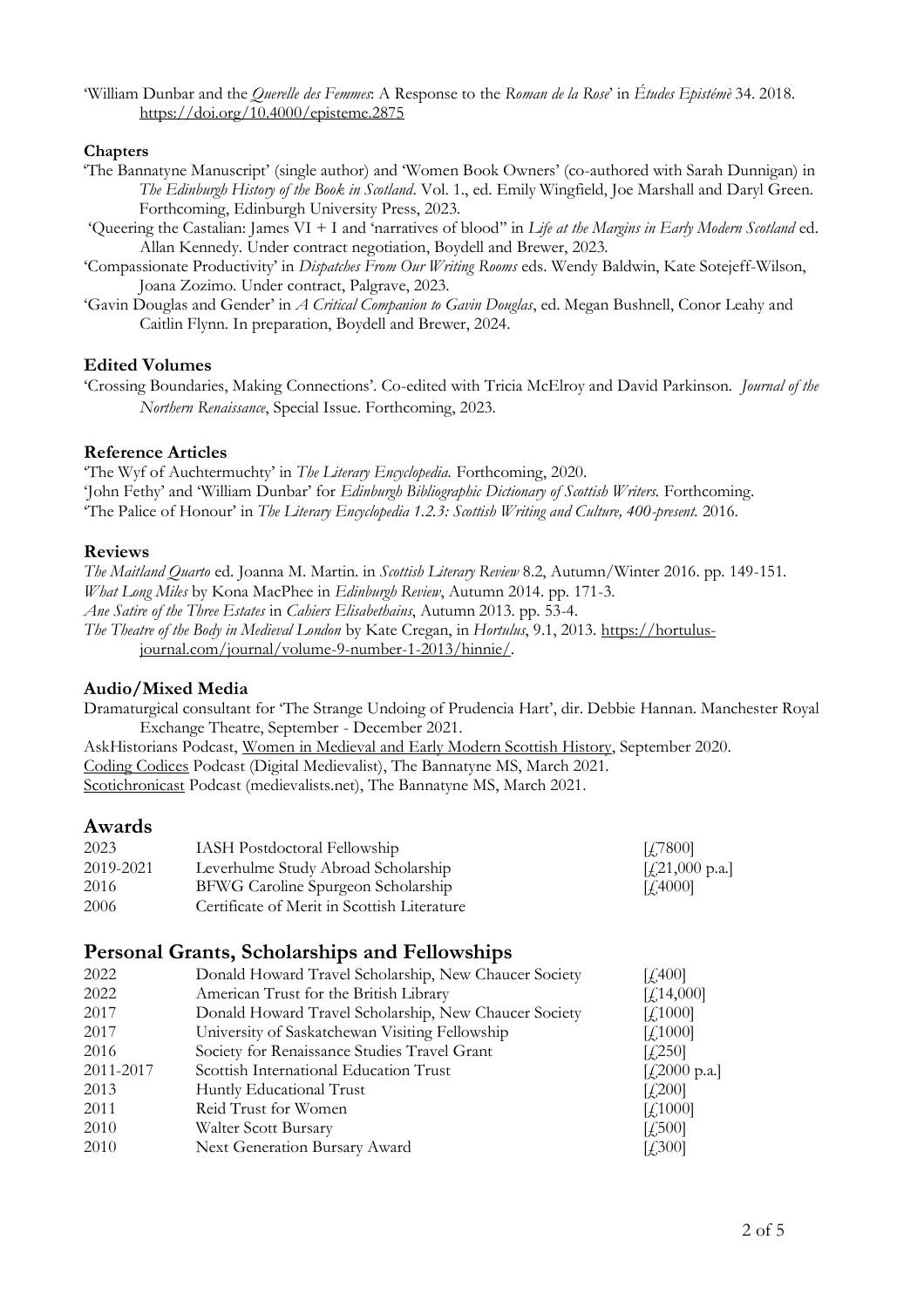'William Dunbar and the *Querelle des Femmes*: A Response to the *Roman de la Rose*' in *Études Epistémè* 34. 2018. https://doi.org/10.4000/episteme.2875

### Chapters

'The Bannatyne Manuscript' (single author) and 'Women Book Owners' (co-authored with Sarah Dunnigan) in *The Edinburgh History of the Book in Scotland*. Vol. 1., ed. Emily Wingfield, Joe Marshall and Daryl Green. Forthcoming, Edinburgh University Press, 2023.

'Queering the Castalian: James VI + I and 'narratives of blood'' in *Life at the Margins in Early Modern Scotland* ed. Allan Kennedy. Under contract negotiation, Boydell and Brewer, 2023.

'Compassionate Productivity' in *Dispatches From Our Writing Rooms* eds. Wendy Baldwin, Kate Sotejeff-Wilson, Joana Zozimo. Under contract, Palgrave, 2023.

'Gavin Douglas and Gender' in *A Critical Companion to Gavin Douglas*, ed. Megan Bushnell, Conor Leahy and Caitlin Flynn. In preparation, Boydell and Brewer, 2024.

### Edited Volumes

'Crossing Boundaries, Making Connections'. Co-edited with Tricia McElroy and David Parkinson. *Journal of the Northern Renaissance*, Special Issue. Forthcoming, 2023.

### Reference Articles

'The Wyf of Auchtermuchty' in *The Literary Encyclopedia.* Forthcoming, 2020.
'John Fethy' and 'William Dunbar' for *Edinburgh Bibliographic Dictionary of Scottish Writers.* Forthcoming.
'The Palice of Honour' in *The Literary Encyclopedia 1.2.3: Scottish Writing and Culture, 400-present.* 2016.

### Reviews

*The Maitland Quarto* ed. Joanna M. Martin. in *Scottish Literary Review* 8.2, Autumn/Winter 2016. pp. 149-151.
*What Long Miles* by Kona MacPhee in *Edinburgh Review*, Autumn 2014. pp. 171-3.
*Ane Satire of the Three Estates* in *Cahiers Elisabethains*, Autumn 2013. pp. 53-4.
*The Theatre of the Body in Medieval London* by Kate Cregan, in *Hortulus*, 9.1, 2013. https://hortulus-journal.com/journal/volume-9-number-1-2013/hinnie/.

### Audio/Mixed Media

Dramaturgical consultant for 'The Strange Undoing of Prudencia Hart', dir. Debbie Hannan. Manchester Royal Exchange Theatre, September - December 2021.
AskHistorians Podcast, Women in Medieval and Early Modern Scottish History, September 2020.
Coding Codices Podcast (Digital Medievalist), The Bannatyne MS, March 2021.
Scotichronicast Podcast (medievalists.net), The Bannatyne MS, March 2021.

## Awards

| | | |
|---|---|---|
| 2023 | IASH Postdoctoral Fellowship | [£7800] |
| 2019-2021 | Leverhulme Study Abroad Scholarship | [£21,000 p.a.] |
| 2016 | BFWG Caroline Spurgeon Scholarship | [£4000] |
| 2006 | Certificate of Merit in Scottish Literature | |

## Personal Grants, Scholarships and Fellowships

| | | |
|---|---|---|
| 2022 | Donald Howard Travel Scholarship, New Chaucer Society | [£400] |
| 2022 | American Trust for the British Library | [£14,000] |
| 2017 | Donald Howard Travel Scholarship, New Chaucer Society | [£1000] |
| 2017 | University of Saskatchewan Visiting Fellowship | [£1000] |
| 2016 | Society for Renaissance Studies Travel Grant | [£250] |
| 2011-2017 | Scottish International Education Trust | [£2000 p.a.] |
| 2013 | Huntly Educational Trust | [£200] |
| 2011 | Reid Trust for Women | [£1000] |
| 2010 | Walter Scott Bursary | [£500] |
| 2010 | Next Generation Bursary Award | [£300] |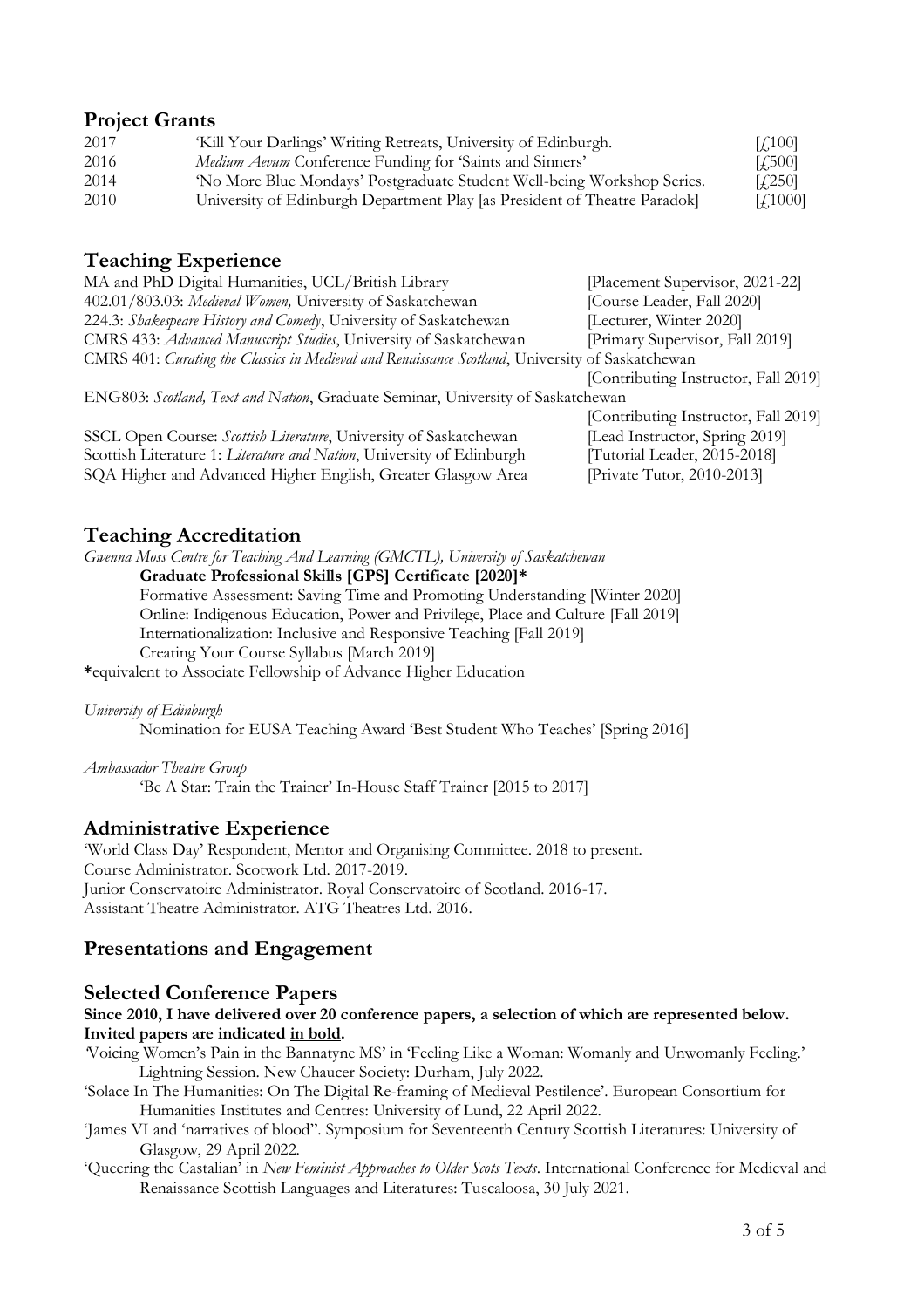## Project Grants

| | | |
|---|---|---|
| 2017 | 'Kill Your Darlings' Writing Retreats, University of Edinburgh. | [£100] |
| 2016 | *Medium Aevum* Conference Funding for 'Saints and Sinners' | [£500] |
| 2014 | 'No More Blue Mondays' Postgraduate Student Well-being Workshop Series. | [£250] |
| 2010 | University of Edinburgh Department Play [as President of Theatre Paradok] | [£1000] |

## Teaching Experience

| | |
|---|---|
| MA and PhD Digital Humanities, UCL/British Library | [Placement Supervisor, 2021-22] |
| 402.01/803.03: *Medieval Women,* University of Saskatchewan | [Course Leader, Fall 2020] |
| 224.3: *Shakespeare History and Comedy*, University of Saskatchewan | [Lecturer, Winter 2020] |
| CMRS 433: *Advanced Manuscript Studies*, University of Saskatchewan | [Primary Supervisor, Fall 2019] |
| CMRS 401: *Curating the Classics in Medieval and Renaissance Scotland*, University of Saskatchewan | [Contributing Instructor, Fall 2019] |
| ENG803: *Scotland, Text and Nation*, Graduate Seminar, University of Saskatchewan | [Contributing Instructor, Fall 2019] |
| SSCL Open Course: *Scottish Literature*, University of Saskatchewan | [Lead Instructor, Spring 2019] |
| Scottish Literature 1: *Literature and Nation*, University of Edinburgh | [Tutorial Leader, 2015-2018] |
| SQA Higher and Advanced Higher English, Greater Glasgow Area | [Private Tutor, 2010-2013] |

## Teaching Accreditation

*Gwenna Moss Centre for Teaching And Learning (GMCTL), University of Saskatchewan*

**Graduate Professional Skills [GPS] Certificate [2020]***

Formative Assessment: Saving Time and Promoting Understanding [Winter 2020]
Online: Indigenous Education, Power and Privilege, Place and Culture [Fall 2019]
Internationalization: Inclusive and Responsive Teaching [Fall 2019]
Creating Your Course Syllabus [March 2019]

***equivalent to Associate Fellowship of Advance Higher Education

*University of Edinburgh*

Nomination for EUSA Teaching Award 'Best Student Who Teaches' [Spring 2016]

*Ambassador Theatre Group*

'Be A Star: Train the Trainer' In-House Staff Trainer [2015 to 2017]

## Administrative Experience

'World Class Day' Respondent, Mentor and Organising Committee. 2018 to present.
Course Administrator. Scotwork Ltd. 2017-2019.
Junior Conservatoire Administrator. Royal Conservatoire of Scotland. 2016-17.
Assistant Theatre Administrator. ATG Theatres Ltd. 2016.

## Presentations and Engagement

## Selected Conference Papers

**Since 2010, I have delivered over 20 conference papers, a selection of which are represented below. Invited papers are indicated <u>in bold</u>.**

'Voicing Women's Pain in the Bannatyne MS' in 'Feeling Like a Woman: Womanly and Unwomanly Feeling.' Lightning Session. New Chaucer Society: Durham, July 2022.

'Solace In The Humanities: On The Digital Re-framing of Medieval Pestilence'. European Consortium for Humanities Institutes and Centres: University of Lund, 22 April 2022.

'James VI and 'narratives of blood''. Symposium for Seventeenth Century Scottish Literatures: University of Glasgow, 29 April 2022.

'Queering the Castalian' in *New Feminist Approaches to Older Scots Texts*. International Conference for Medieval and Renaissance Scottish Languages and Literatures: Tuscaloosa, 30 July 2021.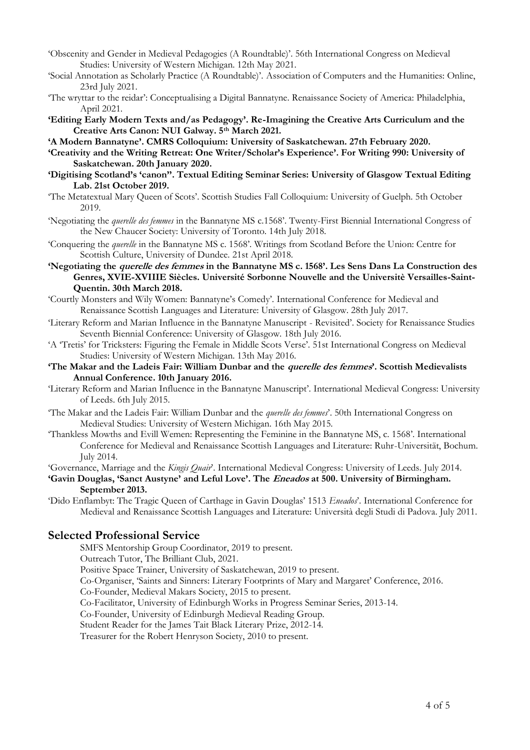'Obscenity and Gender in Medieval Pedagogies (A Roundtable)'. 56th International Congress on Medieval Studies: University of Western Michigan. 12th May 2021.

'Social Annotation as Scholarly Practice (A Roundtable)'. Association of Computers and the Humanities: Online, 23rd July 2021.

'The wryttar to the reidar': Conceptualising a Digital Bannatyne. Renaissance Society of America: Philadelphia, April 2021.

**'Editing Early Modern Texts and/as Pedagogy'. Re-Imagining the Creative Arts Curriculum and the Creative Arts Canon: NUI Galway. 5th March 2021.**

**'A Modern Bannatyne'. CMRS Colloquium: University of Saskatchewan. 27th February 2020.**

**'Creativity and the Writing Retreat: One Writer/Scholar's Experience'. For Writing 990: University of Saskatchewan. 20th January 2020.**

**'Digitising Scotland's 'canon''. Textual Editing Seminar Series: University of Glasgow Textual Editing Lab. 21st October 2019.**

'The Metatextual Mary Queen of Scots'. Scottish Studies Fall Colloquium: University of Guelph. 5th October 2019.

'Negotiating the *querelle des femmes* in the Bannatyne MS c.1568'. Twenty-First Biennial International Congress of the New Chaucer Society: University of Toronto. 14th July 2018.

'Conquering the *querelle* in the Bannatyne MS c. 1568'. Writings from Scotland Before the Union: Centre for Scottish Culture, University of Dundee. 21st April 2018.

**'Negotiating the *querelle des femmes* in the Bannatyne MS c. 1568'. Les Sens Dans La Construction des Genres, XVIE-XVIIIE Siècles. Université Sorbonne Nouvelle and the Universitè Versailles-Saint-Quentin. 30th March 2018.**

'Courtly Monsters and Wily Women: Bannatyne's Comedy'. International Conference for Medieval and Renaissance Scottish Languages and Literature: University of Glasgow. 28th July 2017.

'Literary Reform and Marian Influence in the Bannatyne Manuscript - Revisited'. Society for Renaissance Studies Seventh Biennial Conference: University of Glasgow. 18th July 2016.

'A 'Tretis' for Tricksters: Figuring the Female in Middle Scots Verse'. 51st International Congress on Medieval Studies: University of Western Michigan. 13th May 2016.

**'The Makar and the Ladeis Fair: William Dunbar and the *querelle des femmes*'. Scottish Medievalists Annual Conference. 10th January 2016.**

'Literary Reform and Marian Influence in the Bannatyne Manuscript'. International Medieval Congress: University of Leeds. 6th July 2015.

'The Makar and the Ladeis Fair: William Dunbar and the *querelle des femmes*'. 50th International Congress on Medieval Studies: University of Western Michigan. 16th May 2015.

'Thankless Mowths and Evill Women: Representing the Feminine in the Bannatyne MS, c. 1568'. International Conference for Medieval and Renaissance Scottish Languages and Literature: Ruhr-Universität, Bochum. July 2014.

'Governance, Marriage and the *Kingis Quair*'. International Medieval Congress: University of Leeds. July 2014.

**'Gavin Douglas, 'Sanct Austyne' and Leful Love'. The *Eneados* at 500. University of Birmingham. September 2013.**

'Dido Enflambyt: The Tragic Queen of Carthage in Gavin Douglas' 1513 *Eneados*'. International Conference for Medieval and Renaissance Scottish Languages and Literature: Università degli Studi di Padova. July 2011.

## Selected Professional Service

SMFS Mentorship Group Coordinator, 2019 to present.
Outreach Tutor, The Brilliant Club, 2021.
Positive Space Trainer, University of Saskatchewan, 2019 to present.
Co-Organiser, 'Saints and Sinners: Literary Footprints of Mary and Margaret' Conference, 2016.
Co-Founder, Medieval Makars Society, 2015 to present.
Co-Facilitator, University of Edinburgh Works in Progress Seminar Series, 2013-14.
Co-Founder, University of Edinburgh Medieval Reading Group.
Student Reader for the James Tait Black Literary Prize, 2012-14.
Treasurer for the Robert Henryson Society, 2010 to present.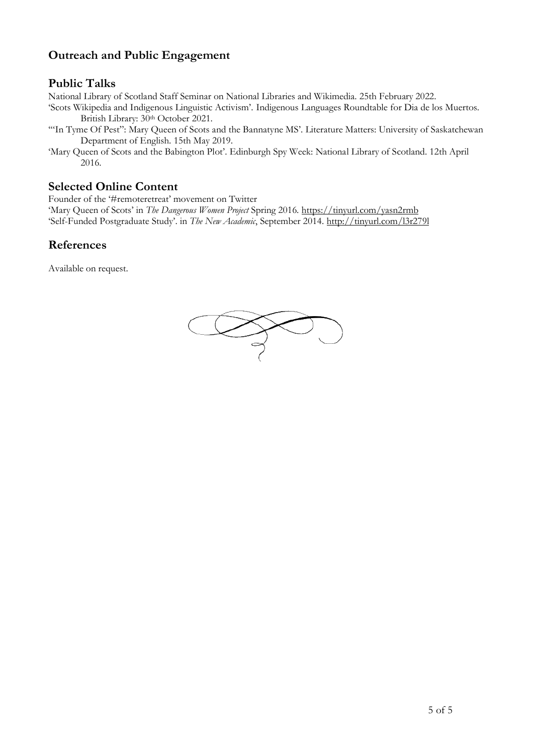## Outreach and Public Engagement

### Public Talks

National Library of Scotland Staff Seminar on National Libraries and Wikimedia. 25th February 2022.

'Scots Wikipedia and Indigenous Linguistic Activism'. Indigenous Languages Roundtable for Dia de los Muertos. British Library: 30th October 2021.

'"In Tyme Of Pest": Mary Queen of Scots and the Bannatyne MS'. Literature Matters: University of Saskatchewan Department of English. 15th May 2019.

'Mary Queen of Scots and the Babington Plot'. Edinburgh Spy Week: National Library of Scotland. 12th April 2016.

### Selected Online Content

Founder of the '#remoteretreat' movement on Twitter

'Mary Queen of Scots' in *The Dangerous Women Project* Spring 2016. https://tinyurl.com/yasn2rmb

'Self-Funded Postgraduate Study'. in *The New Academic*, September 2014. http://tinyurl.com/l3r279l

### References

Available on request.